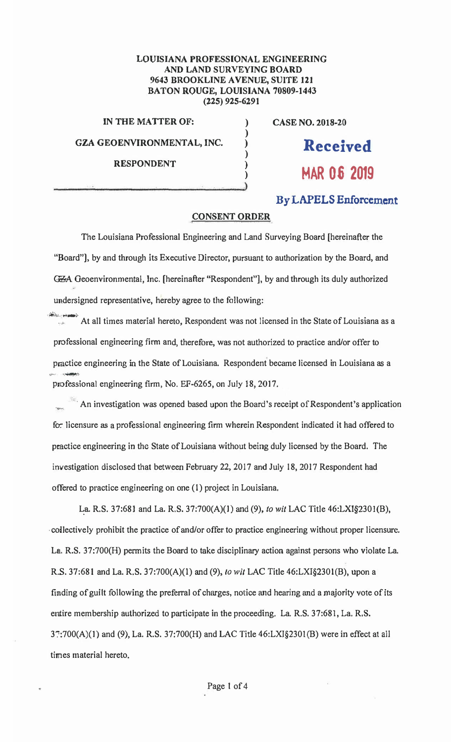**LOUISIANA PROFESSIONAL ENGINEERING AND LAND SURVEYING BOARD**
**9643 BROOKLINE AVENUE, SUITE 121**
**BATON ROUGE, LOUISIANA 70809-1443**
**(225) 925-6291**

| | | |
|---|---|---|
| **IN THE MATTER OF:** | ) | **CASE NO. 2018-20** |
| | ) | |
| **GZA GEOENVIRONMENTAL, INC.** | ) | **Received** |
| | ) | |
| **RESPONDENT** | ) | **MAR 06 2019** |
| | ) | |

**By LAPELS Enforcement**

## CONSENT ORDER

The Louisiana Professional Engineering and Land Surveying Board [hereinafter the "Board"], by and through its Executive Director, pursuant to authorization by the Board, and GZA Geoenvironmental, Inc. [hereinafter "Respondent"], by and through its duly authorized undersigned representative, hereby agree to the following:

At all times material hereto, Respondent was not licensed in the State of Louisiana as a professional engineering firm and, therefore, was not authorized to practice and/or offer to practice engineering in the State of Louisiana. Respondent became licensed in Louisiana as a professional engineering firm, No. EF-6265, on July 18, 2017.

An investigation was opened based upon the Board's receipt of Respondent's application for licensure as a professional engineering firm wherein Respondent indicated it had offered to practice engineering in the State of Louisiana without being duly licensed by the Board. The investigation disclosed that between February 22, 2017 and July 18, 2017 Respondent had offered to practice engineering on one (1) project in Louisiana.

La. R.S. 37:681 and La. R.S. 37:700(A)(1) and (9), *to wit* LAC Title 46:LXI§2301(B), collectively prohibit the practice of and/or offer to practice engineering without proper licensure. La. R.S. 37:700(H) permits the Board to take disciplinary action against persons who violate La. R.S. 37:681 and La. R.S. 37:700(A)(1) and (9), *to wit* LAC Title 46:LXI§2301(B), upon a finding of guilt following the preferral of charges, notice and hearing and a majority vote of its entire membership authorized to participate in the proceeding. La. R.S. 37:681, La. R.S. 37:700(A)(1) and (9), La. R.S. 37:700(H) and LAC Title 46:LXI§2301(B) were in effect at all times material hereto.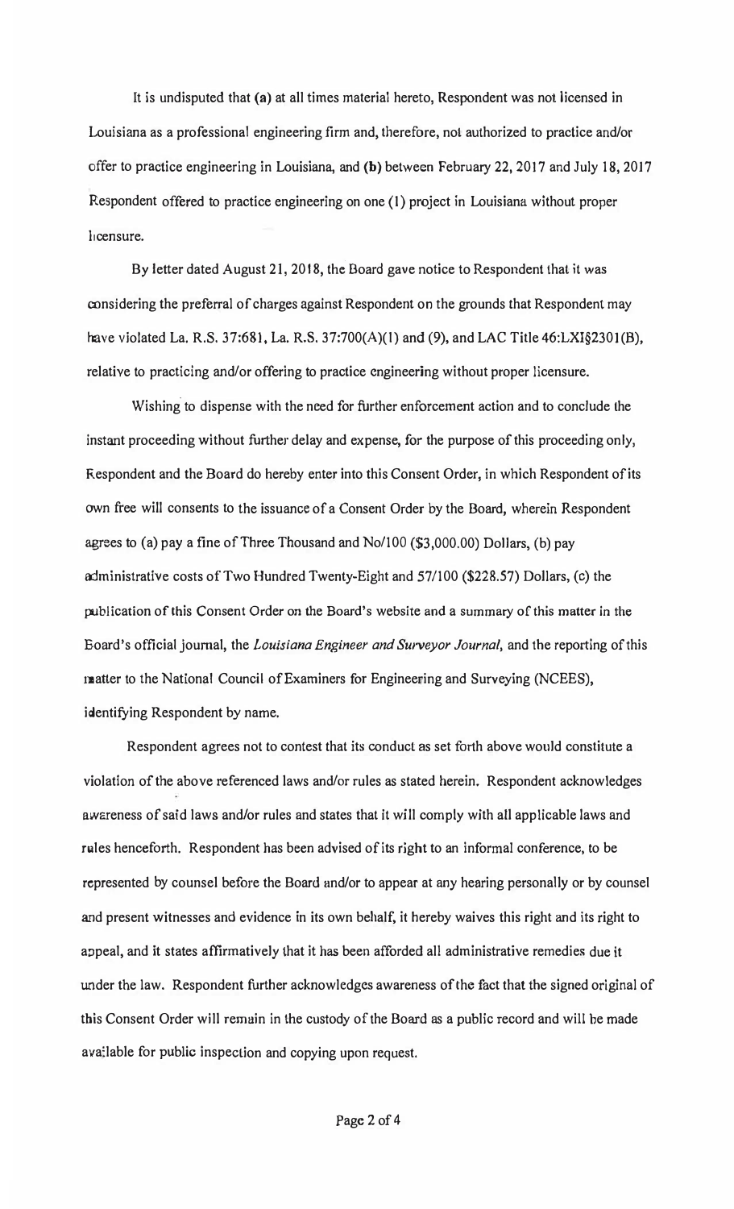It is undisputed that **(a)** at all times material hereto, Respondent was not licensed in Louisiana as a professional engineering firm and, therefore, not authorized to practice and/or offer to practice engineering in Louisiana, and **(b)** between February 22, 2017 and July 18, 2017 Respondent offered to practice engineering on one (1) project in Louisiana without proper licensure.

By letter dated August 21, 2018, the Board gave notice to Respondent that it was considering the preferral of charges against Respondent on the grounds that Respondent may have violated La. R.S. 37:681, La. R.S. 37:700(A)(1) and (9), and LAC Title 46:LXI§2301(B), relative to practicing and/or offering to practice engineering without proper licensure.

Wishing to dispense with the need for further enforcement action and to conclude the instant proceeding without further delay and expense, for the purpose of this proceeding only, Respondent and the Board do hereby enter into this Consent Order, in which Respondent of its own free will consents to the issuance of a Consent Order by the Board, wherein Respondent agrees to (a) pay a fine of Three Thousand and No/100 ($3,000.00) Dollars, (b) pay administrative costs of Two Hundred Twenty-Eight and 57/100 ($228.57) Dollars, (c) the publication of this Consent Order on the Board's website and a summary of this matter in the Board's official journal, the *Louisiana Engineer and Surveyor Journal*, and the reporting of this matter to the National Council of Examiners for Engineering and Surveying (NCEES), identifying Respondent by name.

Respondent agrees not to contest that its conduct as set forth above would constitute a violation of the above referenced laws and/or rules as stated herein. Respondent acknowledges awareness of said laws and/or rules and states that it will comply with all applicable laws and rules henceforth. Respondent has been advised of its right to an informal conference, to be represented by counsel before the Board and/or to appear at any hearing personally or by counsel and present witnesses and evidence in its own behalf, it hereby waives this right and its right to appeal, and it states affirmatively that it has been afforded all administrative remedies due it under the law. Respondent further acknowledges awareness of the fact that the signed original of this Consent Order will remain in the custody of the Board as a public record and will be made available for public inspection and copying upon request.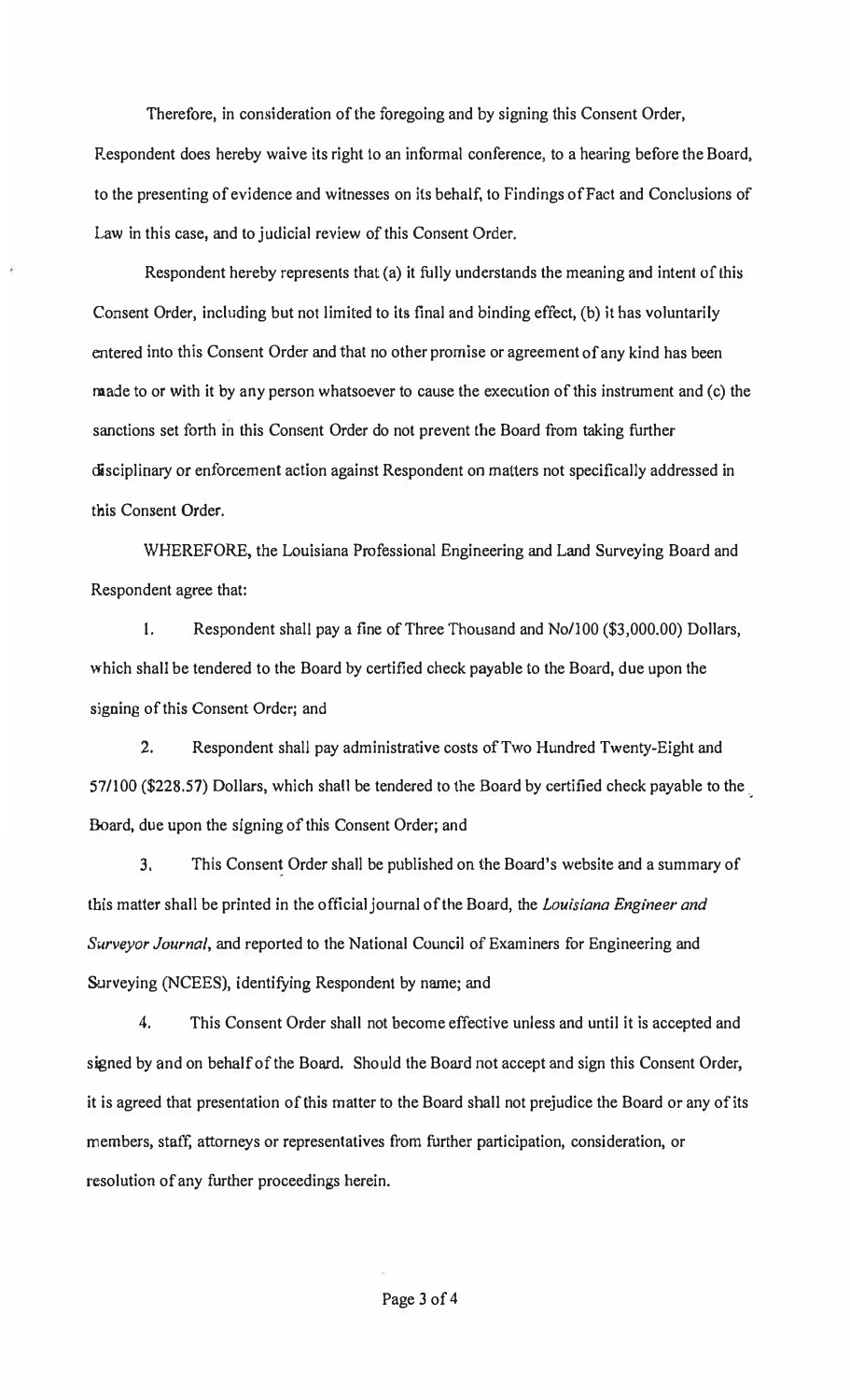Therefore, in consideration of the foregoing and by signing this Consent Order, Respondent does hereby waive its right to an informal conference, to a hearing before the Board, to the presenting of evidence and witnesses on its behalf, to Findings of Fact and Conclusions of Law in this case, and to judicial review of this Consent Order.

Respondent hereby represents that (a) it fully understands the meaning and intent of this Consent Order, including but not limited to its final and binding effect, (b) it has voluntarily entered into this Consent Order and that no other promise or agreement of any kind has been made to or with it by any person whatsoever to cause the execution of this instrument and (c) the sanctions set forth in this Consent Order do not prevent the Board from taking further disciplinary or enforcement action against Respondent on matters not specifically addressed in this Consent Order.

WHEREFORE, the Louisiana Professional Engineering and Land Surveying Board and Respondent agree that:

1. Respondent shall pay a fine of Three Thousand and No/100 ($3,000.00) Dollars, which shall be tendered to the Board by certified check payable to the Board, due upon the signing of this Consent Order; and

2. Respondent shall pay administrative costs of Two Hundred Twenty-Eight and 57/100 ($228.57) Dollars, which shall be tendered to the Board by certified check payable to the Board, due upon the signing of this Consent Order; and

3. This Consent Order shall be published on the Board's website and a summary of this matter shall be printed in the official journal of the Board, the *Louisiana Engineer and Surveyor Journal*, and reported to the National Council of Examiners for Engineering and Surveying (NCEES), identifying Respondent by name; and

4. This Consent Order shall not become effective unless and until it is accepted and signed by and on behalf of the Board. Should the Board not accept and sign this Consent Order, it is agreed that presentation of this matter to the Board shall not prejudice the Board or any of its members, staff, attorneys or representatives from further participation, consideration, or resolution of any further proceedings herein.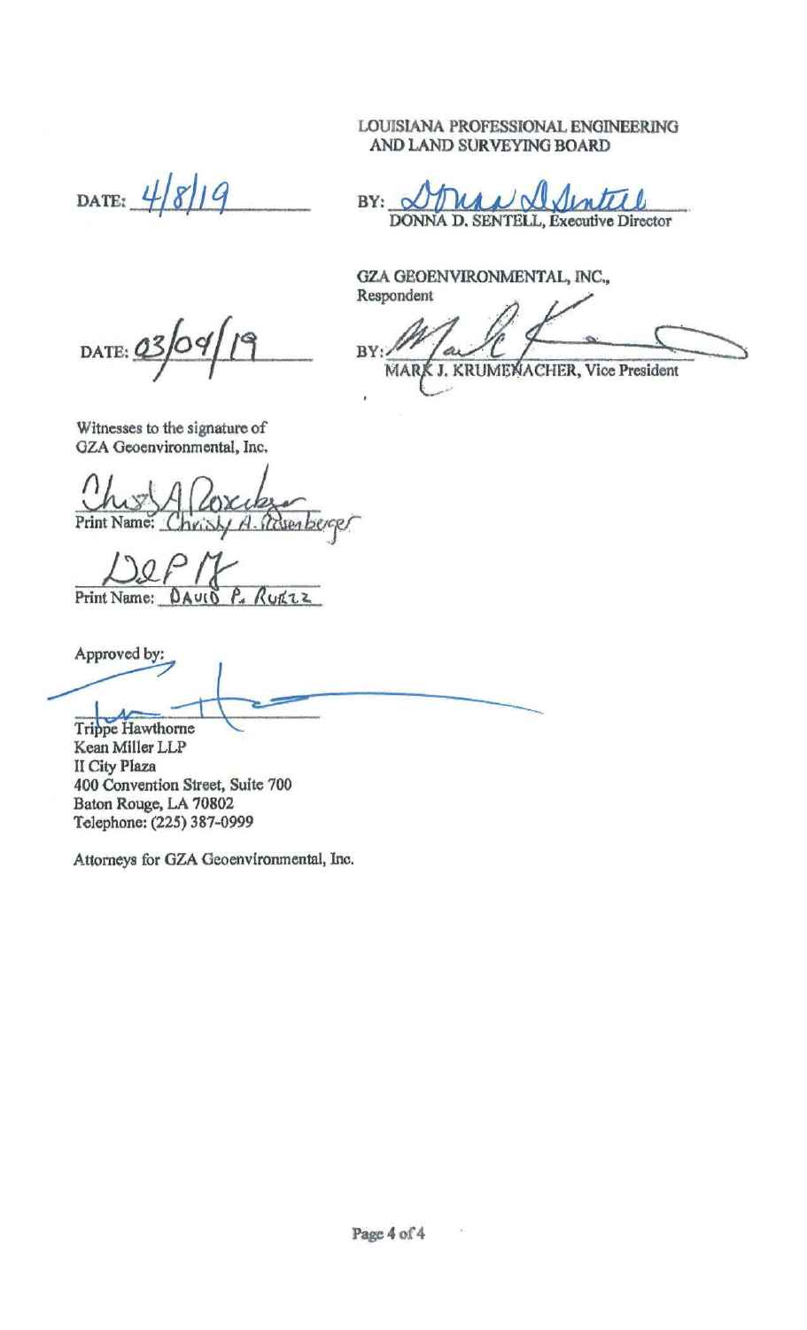LOUISIANA PROFESSIONAL ENGINEERING AND LAND SURVEYING BOARD

DATE: 4/8/19

BY: Donna D. Sentell
DONNA D. SENTELL, Executive Director

GZA GEOENVIRONMENTAL, INC.,
Respondent

DATE: 03/04/19

BY:
MARK J. KRUMENACHER, Vice President

Witnesses to the signature of GZA Geoenvironmental, Inc.

Print Name: Christy A. Rosenberger

Print Name: DAVID P. RUEZZ

Approved by:

Trippe Hawthorne
Kean Miller LLP
II City Plaza
400 Convention Street, Suite 700
Baton Rouge, LA 70802
Telephone: (225) 387-0999

Attorneys for GZA Geoenvironmental, Inc.